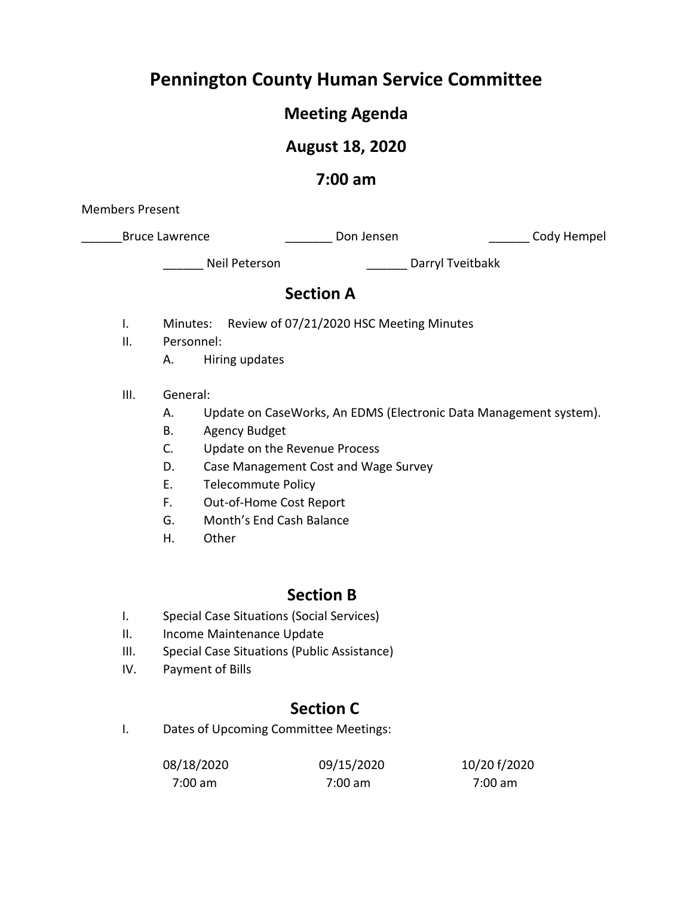# Pennington County Human Service Committee

## Meeting Agenda

## August 18, 2020

## 7:00 am

Members Present

______Bruce Lawrence ______ Don Jensen ______ Cody Hempel

______ Neil Peterson ______ Darryl Tveitbakk

## Section A

I. Minutes: Review of 07/21/2020 HSC Meeting Minutes

II. Personnel:

   A. Hiring updates

III. General:

   A. Update on CaseWorks, An EDMS (Electronic Data Management system).

   B. Agency Budget

   C. Update on the Revenue Process

   D. Case Management Cost and Wage Survey

   E. Telecommute Policy

   F. Out-of-Home Cost Report

   G. Month's End Cash Balance

   H. Other

## Section B

I. Special Case Situations (Social Services)

II. Income Maintenance Update

III. Special Case Situations (Public Assistance)

IV. Payment of Bills

## Section C

I. Dates of Upcoming Committee Meetings:

| 08/18/2020 | 09/15/2020 | 10/20 f/2020 |
| --- | --- | --- |
| 7:00 am | 7:00 am | 7:00 am |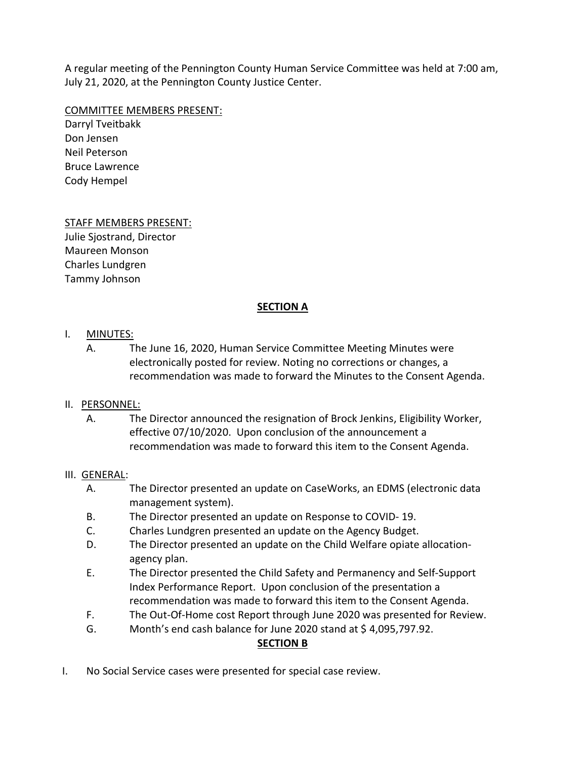A regular meeting of the Pennington County Human Service Committee was held at 7:00 am, July 21, 2020, at the Pennington County Justice Center.

COMMITTEE MEMBERS PRESENT:
Darryl Tveitbakk
Don Jensen
Neil Peterson
Bruce Lawrence
Cody Hempel

STAFF MEMBERS PRESENT:
Julie Sjostrand, Director
Maureen Monson
Charles Lundgren
Tammy Johnson

## SECTION A

I. MINUTES:

A. The June 16, 2020, Human Service Committee Meeting Minutes were electronically posted for review. Noting no corrections or changes, a recommendation was made to forward the Minutes to the Consent Agenda.

II. PERSONNEL:

A. The Director announced the resignation of Brock Jenkins, Eligibility Worker, effective 07/10/2020. Upon conclusion of the announcement a recommendation was made to forward this item to the Consent Agenda.

III. GENERAL:

A. The Director presented an update on CaseWorks, an EDMS (electronic data management system).

B. The Director presented an update on Response to COVID- 19.

C. Charles Lundgren presented an update on the Agency Budget.

D. The Director presented an update on the Child Welfare opiate allocation-agency plan.

E. The Director presented the Child Safety and Permanency and Self-Support Index Performance Report. Upon conclusion of the presentation a recommendation was made to forward this item to the Consent Agenda.

F. The Out-Of-Home cost Report through June 2020 was presented for Review.

G. Month's end cash balance for June 2020 stand at $ 4,095,797.92.

## SECTION B

I. No Social Service cases were presented for special case review.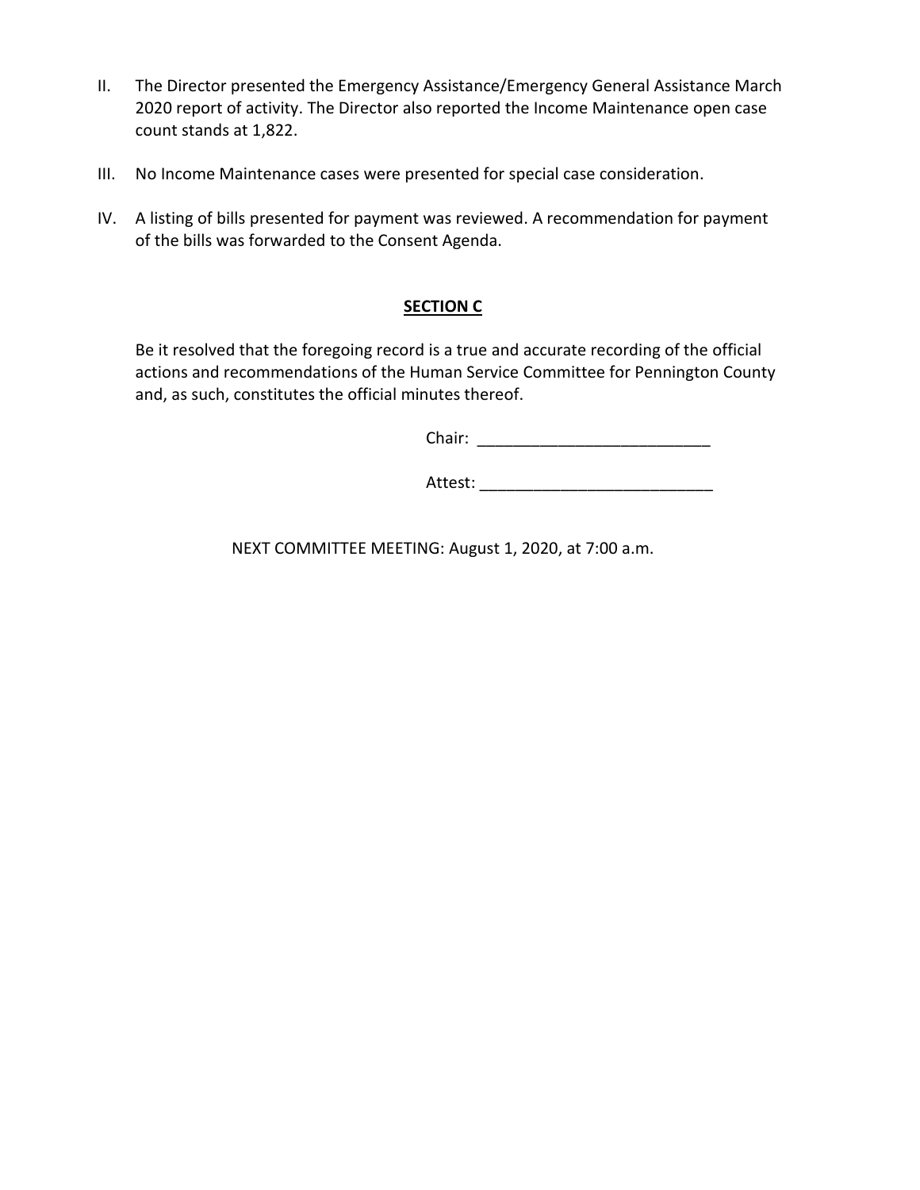II. The Director presented the Emergency Assistance/Emergency General Assistance March 2020 report of activity. The Director also reported the Income Maintenance open case count stands at 1,822.

III. No Income Maintenance cases were presented for special case consideration.

IV. A listing of bills presented for payment was reviewed. A recommendation for payment of the bills was forwarded to the Consent Agenda.

## SECTION C

Be it resolved that the foregoing record is a true and accurate recording of the official actions and recommendations of the Human Service Committee for Pennington County and, as such, constitutes the official minutes thereof.

Chair: ___________________________

Attest: ___________________________

NEXT COMMITTEE MEETING: August 1, 2020, at 7:00 a.m.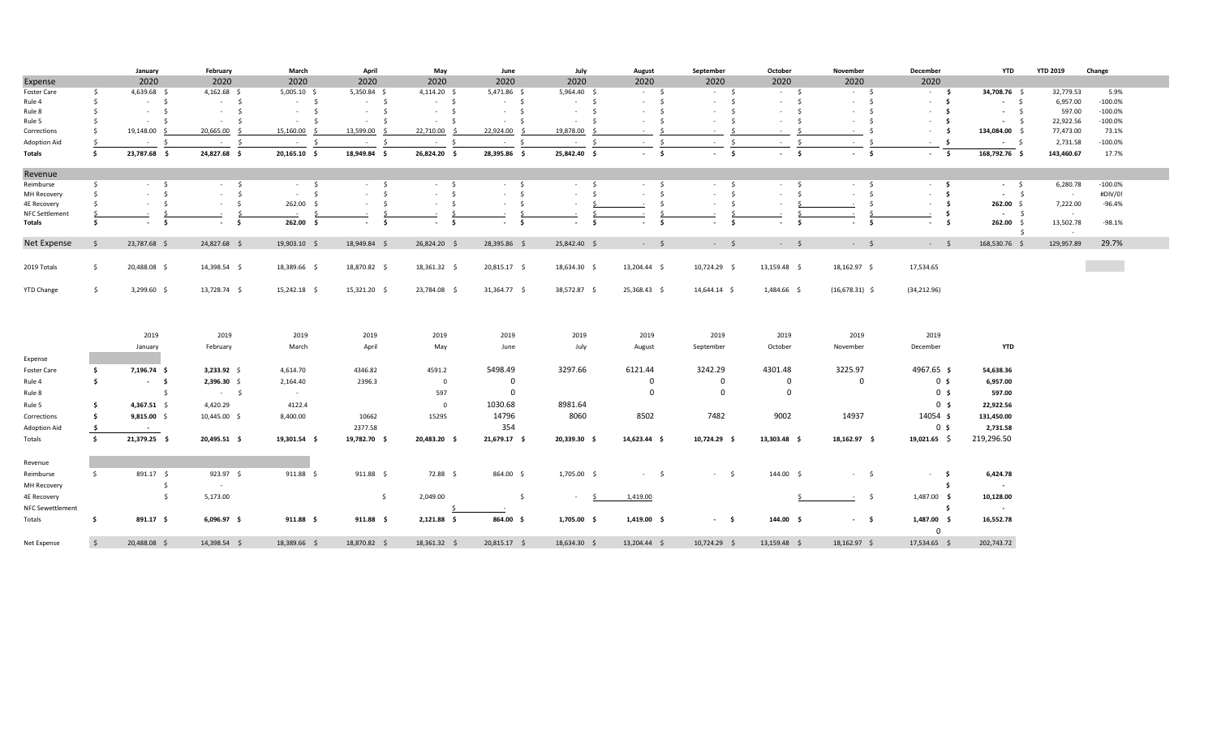|  | January | February | March | April | May | June | July | August | September | October | November | December | YTD | YTD 2019 | Change |
|---|---|---|---|---|---|---|---|---|---|---|---|---|---|---|---|
| Expense | 2020 | 2020 | 2020 | 2020 | 2020 | 2020 | 2020 | 2020 | 2020 | 2020 | 2020 | 2020 |  |  |  |
| Foster Care | $ 4,639.68 | $ 4,162.68 | $ 5,005.10 | $ 5,350.84 | $ 4,114.20 | $ 5,471.86 | $ 5,964.40 | $ - | $ - | $ - | $ - | $ - | $ 34,708.76 | $ 32,779.53 | 5.9% |
| Rule 4 | $ - | $ - | $ - | $ - | $ - | $ - | $ - | $ - | $ - | $ - | $ - | $ - | $ - | $ 6,957.00 | -100.0% |
| Rule 8 | $ - | $ - | $ - | $ - | $ - | $ - | $ - | $ - | $ - | $ - | $ - | $ - | $ - | $ 597.00 | -100.0% |
| Rule 5 | $ - | $ - | $ - | $ - | $ - | $ - | $ - | $ - | $ - | $ - | $ - | $ - | $ - | $ 22,922.56 | -100.0% |
| Corrections | $ 19,148.00 | $ 20,665.00 | $ 15,160.00 | $ 13,599.00 | $ 22,710.00 | $ 22,924.00 | $ 19,878.00 | $ - | $ - | $ - | $ - | $ - | $ 134,084.00 | $ 77,473.00 | 73.1% |
| Adoption Aid | $ - | $ - | $ - | $ - | $ - | $ - | $ - | $ - | $ - | $ - | $ - | $ - | $ - | $ 2,731.58 | -100.0% |
| **Totals** | **$ 23,787.68** | **$ 24,827.68** | **$ 20,165.10** | **$ 18,949.84** | **$ 26,824.20** | **$ 28,395.86** | **$ 25,842.40** | **$ -** | **$ -** | **$ -** | **$ -** | **$ -** | **$ 168,792.76** | $ 143,460.67 | 17.7% |
| Revenue |  |  |  |  |  |  |  |  |  |  |  |  |  |  |  |
| Reimburse | $ - | $ - | $ - | $ - | $ - | $ - | $ - | $ - | $ - | $ - | $ - | $ - | $ - | $ 6,280.78 | -100.0% |
| MH Recovery | $ - | $ - | $ - | $ - | $ - | $ - | $ - | $ - | $ - | $ - | $ - | $ - | $ - | $ - | #DIV/0! |
| 4E Recovery | $ - | $ - | $ 262.00 | $ - | $ - | $ - | $ - | $ - | $ - | $ - | $ - | $ - | $ 262.00 | $ 7,222.00 | -96.4% |
| NFC Settlement | $ - | $ - | $ - | $ - | $ - | $ - | $ - | $ - | $ - | $ - | $ - | $ - | $ - | $ - |  |
| **Totals** | **$ -** | **$ -** | **$ 262.00** | **$ -** | **$ -** | **$ -** | **$ -** | **$ -** | **$ -** | **$ -** | **$ -** | **$ -** | **$ 262.00** | $ 13,502.78 | -98.1% |
| Net Expense | $ 23,787.68 | $ 24,827.68 | $ 19,903.10 | $ 18,949.84 | $ 26,824.20 | $ 28,395.86 | $ 25,842.40 | $ - | $ - | $ - | $ - | $ - | $ 168,530.76 | $ 129,957.89 | 29.7% |
| 2019 Totals | $ 20,488.08 | $ 14,398.54 | $ 18,389.66 | $ 18,870.82 | $ 18,361.32 | $ 20,815.17 | $ 18,634.30 | $ 13,204.44 | $ 10,724.29 | $ 13,159.48 | $ 18,162.97 | 17,534.65 |  |  |  |
| YTD Change | $ 3,299.60 | $ 13,728.74 | $ 15,242.18 | $ 15,321.20 | $ 23,784.08 | $ 31,364.77 | $ 38,572.87 | $ 25,368.43 | $ 14,644.14 | $ 1,484.66 | $ (16,678.31) | $ (34,212.96) |  |  |  |

|  | 2019 | 2019 | 2019 | 2019 | 2019 | 2019 | 2019 | 2019 | 2019 | 2019 | 2019 | 2019 |  |
|---|---|---|---|---|---|---|---|---|---|---|---|---|---|
|  | January | February | March | April | May | June | July | August | September | October | November | December | YTD |
| Expense |  |  |  |  |  |  |  |  |  |  |  |  |  |
| Foster Care | **$ 7,196.74** | **$ 3,233.92** | 4,614.70 | 4346.82 | 4591.2 | 5498.49 | 3297.66 | 6121.44 | 3242.29 | 4301.48 | 3225.97 | 4967.65 | **$ 54,638.36** |
| Rule 4 | **$ -** | **$ 2,396.30** | 2,164.40 | 2396.3 | 0 | 0 |  | 0 | 0 | 0 | 0 | 0 | **$ 6,957.00** |
| Rule 8 |  | $ - | - |  | 597 | 0 |  | 0 | 0 | 0 |  | 0 | **$ 597.00** |
| Rule 5 | **$ 4,367.51** | 4,420.29 | 4122.4 |  | 0 | 1030.68 | 8981.64 |  |  |  |  | 0 | **$ 22,922.56** |
| Corrections | **$ 9,815.00** | 10,445.00 | 8,400.00 | 10662 | 15295 | 14796 | 8060 | 8502 | 7482 | 9002 | 14937 | 14054 | **$ 131,450.00** |
| Adoption Aid | **$ -** |  |  | 2377.58 |  | 354 |  |  |  |  |  | 0 | **$ 2,731.58** |
| Totals | **$ 21,379.25** | **$ 20,495.51** | **$ 19,301.54** | **$ 19,782.70** | **$ 20,483.20** | **$ 21,679.17** | **$ 20,339.30** | **$ 14,623.44** | **$ 10,724.29** | **$ 13,303.48** | **$ 18,162.97** | **$ 19,021.65** | 219,296.50 |
| Revenue |  |  |  |  |  |  |  |  |  |  |  |  |  |
| Reimburse | $ 891.17 | $ 923.97 | $ 911.88 | $ 911.88 | $ 72.88 | $ 864.00 | $ 1,705.00 | $ - | $ - | $ 144.00 | $ - | $ - | **$ 6,424.78** |
| MH Recovery |  | $ - |  |  |  |  |  |  |  |  |  |  | **$ -** |
| 4E Recovery |  | $ 5,173.00 |  |  | $ 2,049.00 | $ | $ - | $ 1,419.00 |  |  | $ - | $ 1,487.00 | **$ 10,128.00** |
| NFC Sewettlement |  |  |  |  | $ - |  |  |  |  |  |  |  | **$ -** |
| Totals | **$ 891.17** | **$ 6,096.97** | **$ 911.88** | **$ 911.88** | **$ 2,121.88** | **$ 864.00** | **$ 1,705.00** | **$ 1,419.00** | **$ -** | **$ 144.00** | **$ -** | **$ 1,487.00** | **$ 16,552.78** |
|  |  |  |  |  |  |  |  |  |  |  |  | 0 |  |
| Net Expense | $ 20,488.08 | $ 14,398.54 | $ 18,389.66 | $ 18,870.82 | $ 18,361.32 | $ 20,815.17 | $ 18,634.30 | $ 13,204.44 | $ 10,724.29 | $ 13,159.48 | $ 18,162.97 | $ 17,534.65 | 202,743.72 |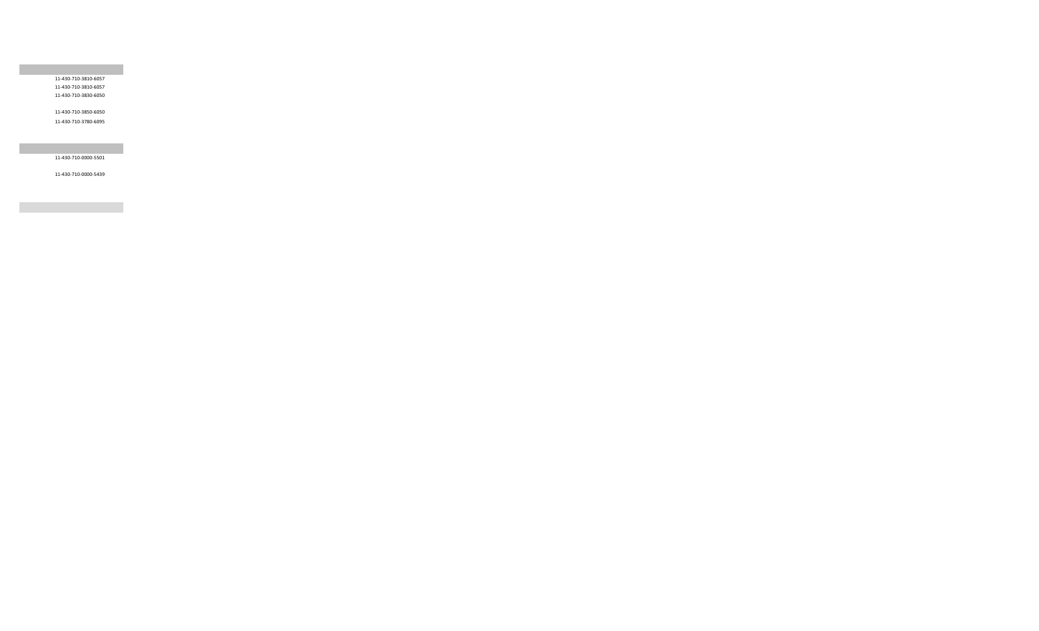11-430-710-3810-6057
11-430-710-3810-6057
11-430-710-3830-6050

11-430-710-3850-6050
11-430-710-3780-6095

11-430-710-0000-5501

11-430-710-0000-5439